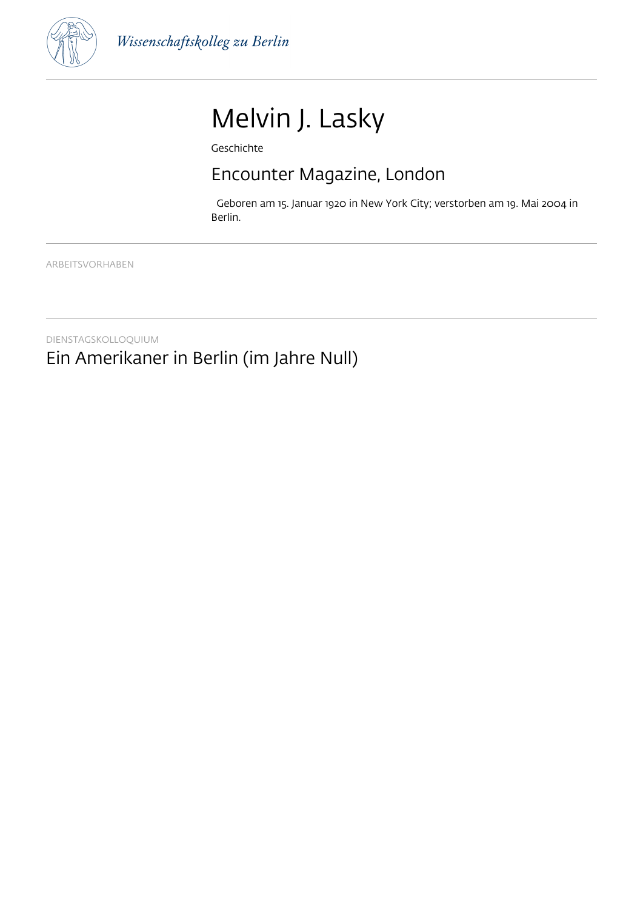Wissenschaftskolleg zu Berlin

# Melvin J. Lasky

Geschichte

## Encounter Magazine, London

Geboren am 15. Januar 1920 in New York City; verstorben am 19. Mai 2004 in Berlin.

ARBEITSVORHABEN

DIENSTAGSKOLLOQUIUM

## Ein Amerikaner in Berlin (im Jahre Null)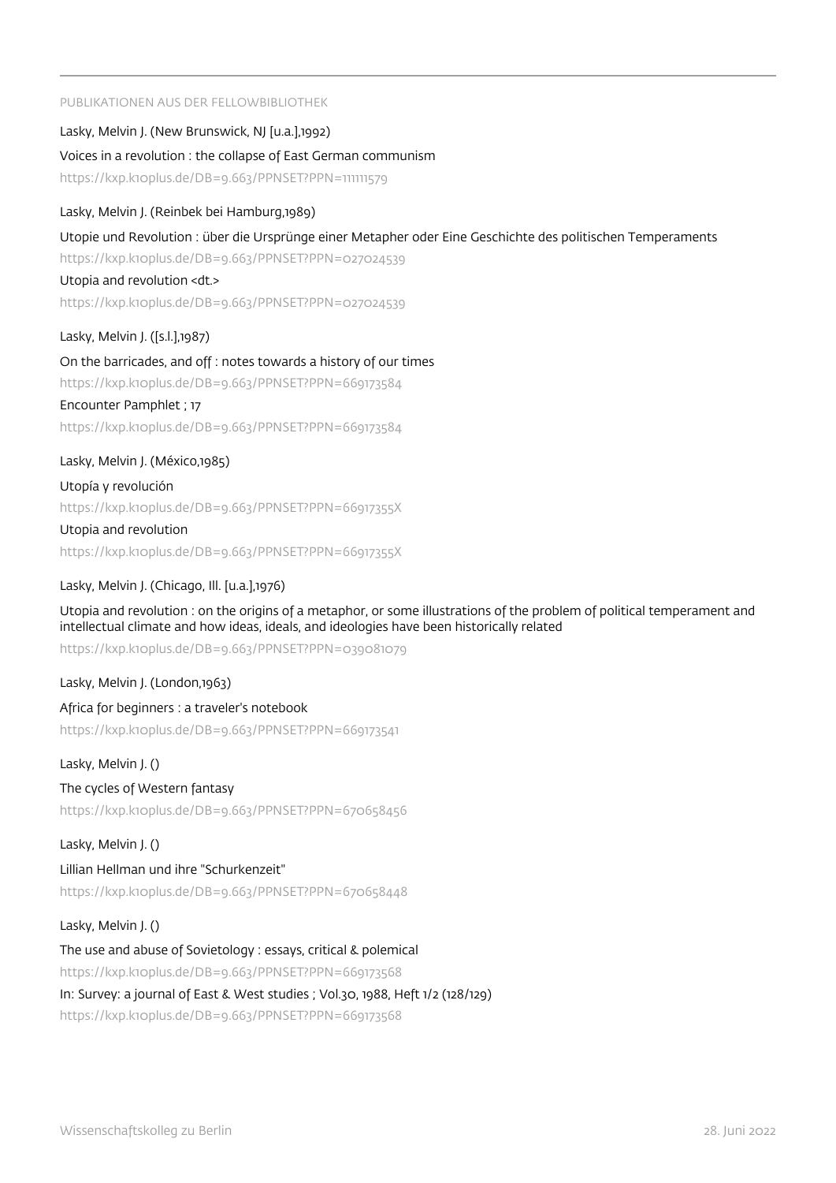PUBLIKATIONEN AUS DER FELLOWBIBLIOTHEK

Lasky, Melvin J. (New Brunswick, NJ [u.a.],1992)

Voices in a revolution : the collapse of East German communism

https://kxp.k10plus.de/DB=9.663/PPNSET?PPN=111111579

Lasky, Melvin J. (Reinbek bei Hamburg,1989)

Utopie und Revolution : über die Ursprünge einer Metapher oder Eine Geschichte des politischen Temperaments

https://kxp.k10plus.de/DB=9.663/PPNSET?PPN=027024539

Utopia and revolution <dt.>

https://kxp.k10plus.de/DB=9.663/PPNSET?PPN=027024539

Lasky, Melvin J. ([s.l.],1987)

On the barricades, and off : notes towards a history of our times

https://kxp.k10plus.de/DB=9.663/PPNSET?PPN=669173584

Encounter Pamphlet ; 17

https://kxp.k10plus.de/DB=9.663/PPNSET?PPN=669173584

Lasky, Melvin J. (México,1985)

Utopía y revolución

https://kxp.k10plus.de/DB=9.663/PPNSET?PPN=66917355X

Utopia and revolution

https://kxp.k10plus.de/DB=9.663/PPNSET?PPN=66917355X

Lasky, Melvin J. (Chicago, Ill. [u.a.],1976)

Utopia and revolution : on the origins of a metaphor, or some illustrations of the problem of political temperament and intellectual climate and how ideas, ideals, and ideologies have been historically related

https://kxp.k10plus.de/DB=9.663/PPNSET?PPN=039081079

Lasky, Melvin J. (London,1963)

Africa for beginners : a traveler's notebook

https://kxp.k10plus.de/DB=9.663/PPNSET?PPN=669173541

Lasky, Melvin J. ()

The cycles of Western fantasy

https://kxp.k10plus.de/DB=9.663/PPNSET?PPN=670658456

Lasky, Melvin J. ()

Lillian Hellman und ihre "Schurkenzeit"

https://kxp.k10plus.de/DB=9.663/PPNSET?PPN=670658448

Lasky, Melvin J. ()

The use and abuse of Sovietology : essays, critical & polemical

https://kxp.k10plus.de/DB=9.663/PPNSET?PPN=669173568

In: Survey: a journal of East & West studies ; Vol.30, 1988, Heft 1/2 (128/129)

https://kxp.k10plus.de/DB=9.663/PPNSET?PPN=669173568